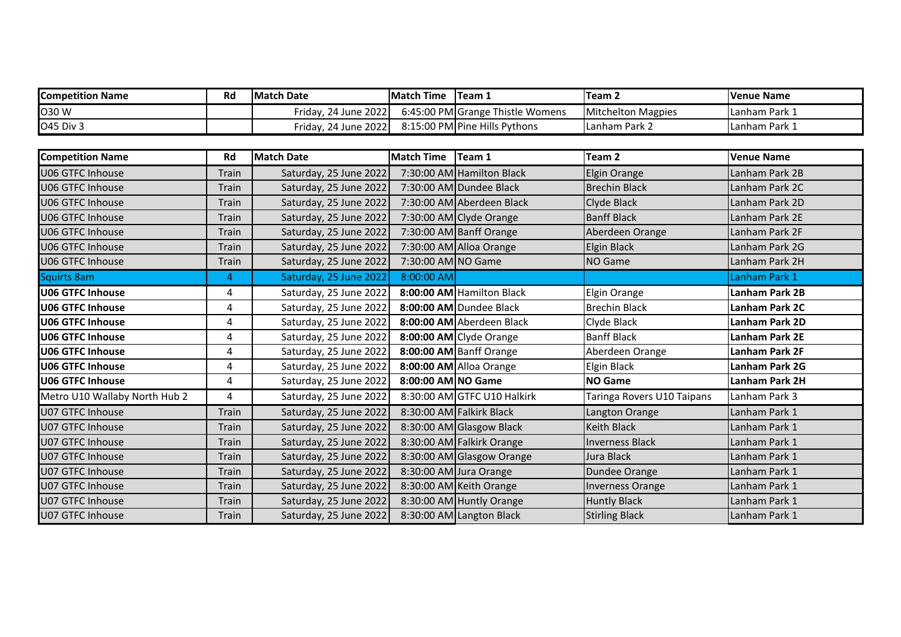| Competition Name | Rd | Match Date | Match Time | Team 1 | Team 2 | Venue Name |
|---|---|---|---|---|---|---|
| O30 W | | Friday, 24 June 2022 | 6:45:00 PM | Grange Thistle Womens | Mitchelton Magpies | Lanham Park 1 |
| O45 Div 3 | | Friday, 24 June 2022 | 8:15:00 PM | Pine Hills Pythons | Lanham Park 2 | Lanham Park 1 |

| Competition Name | Rd | Match Date | Match Time | Team 1 | Team 2 | Venue Name |
|---|---|---|---|---|---|---|
| U06 GTFC Inhouse | Train | Saturday, 25 June 2022 | 7:30:00 AM | Hamilton Black | Elgin Orange | Lanham Park 2B |
| U06 GTFC Inhouse | Train | Saturday, 25 June 2022 | 7:30:00 AM | Dundee Black | Brechin Black | Lanham Park 2C |
| U06 GTFC Inhouse | Train | Saturday, 25 June 2022 | 7:30:00 AM | Aberdeen Black | Clyde Black | Lanham Park 2D |
| U06 GTFC Inhouse | Train | Saturday, 25 June 2022 | 7:30:00 AM | Clyde Orange | Banff Black | Lanham Park 2E |
| U06 GTFC Inhouse | Train | Saturday, 25 June 2022 | 7:30:00 AM | Banff Orange | Aberdeen Orange | Lanham Park 2F |
| U06 GTFC Inhouse | Train | Saturday, 25 June 2022 | 7:30:00 AM | Alloa Orange | Elgin Black | Lanham Park 2G |
| U06 GTFC Inhouse | Train | Saturday, 25 June 2022 | 7:30:00 AM | NO Game | NO Game | Lanham Park 2H |
| Squirts 8am | 4 | Saturday, 25 June 2022 | 8:00:00 AM | | | Lanham Park 1 |
| **U06 GTFC Inhouse** | 4 | Saturday, 25 June 2022 | **8:00:00 AM** | Hamilton Black | Elgin Orange | **Lanham Park 2B** |
| **U06 GTFC Inhouse** | 4 | Saturday, 25 June 2022 | **8:00:00 AM** | Dundee Black | Brechin Black | **Lanham Park 2C** |
| **U06 GTFC Inhouse** | 4 | Saturday, 25 June 2022 | **8:00:00 AM** | Aberdeen Black | Clyde Black | **Lanham Park 2D** |
| **U06 GTFC Inhouse** | 4 | Saturday, 25 June 2022 | **8:00:00 AM** | Clyde Orange | Banff Black | **Lanham Park 2E** |
| **U06 GTFC Inhouse** | 4 | Saturday, 25 June 2022 | **8:00:00 AM** | Banff Orange | Aberdeen Orange | **Lanham Park 2F** |
| **U06 GTFC Inhouse** | 4 | Saturday, 25 June 2022 | **8:00:00 AM** | Alloa Orange | Elgin Black | **Lanham Park 2G** |
| **U06 GTFC Inhouse** | 4 | Saturday, 25 June 2022 | **8:00:00 AM** | **NO Game** | **NO Game** | **Lanham Park 2H** |
| Metro U10 Wallaby North Hub 2 | 4 | Saturday, 25 June 2022 | 8:30:00 AM | GTFC U10 Halkirk | Taringa Rovers U10 Taipans | Lanham Park 3 |
| U07 GTFC Inhouse | Train | Saturday, 25 June 2022 | 8:30:00 AM | Falkirk Black | Langton Orange | Lanham Park 1 |
| U07 GTFC Inhouse | Train | Saturday, 25 June 2022 | 8:30:00 AM | Glasgow Black | Keith Black | Lanham Park 1 |
| U07 GTFC Inhouse | Train | Saturday, 25 June 2022 | 8:30:00 AM | Falkirk Orange | Inverness Black | Lanham Park 1 |
| U07 GTFC Inhouse | Train | Saturday, 25 June 2022 | 8:30:00 AM | Glasgow Orange | Jura Black | Lanham Park 1 |
| U07 GTFC Inhouse | Train | Saturday, 25 June 2022 | 8:30:00 AM | Jura Orange | Dundee Orange | Lanham Park 1 |
| U07 GTFC Inhouse | Train | Saturday, 25 June 2022 | 8:30:00 AM | Keith Orange | Inverness Orange | Lanham Park 1 |
| U07 GTFC Inhouse | Train | Saturday, 25 June 2022 | 8:30:00 AM | Huntly Orange | Huntly Black | Lanham Park 1 |
| U07 GTFC Inhouse | Train | Saturday, 25 June 2022 | 8:30:00 AM | Langton Black | Stirling Black | Lanham Park 1 |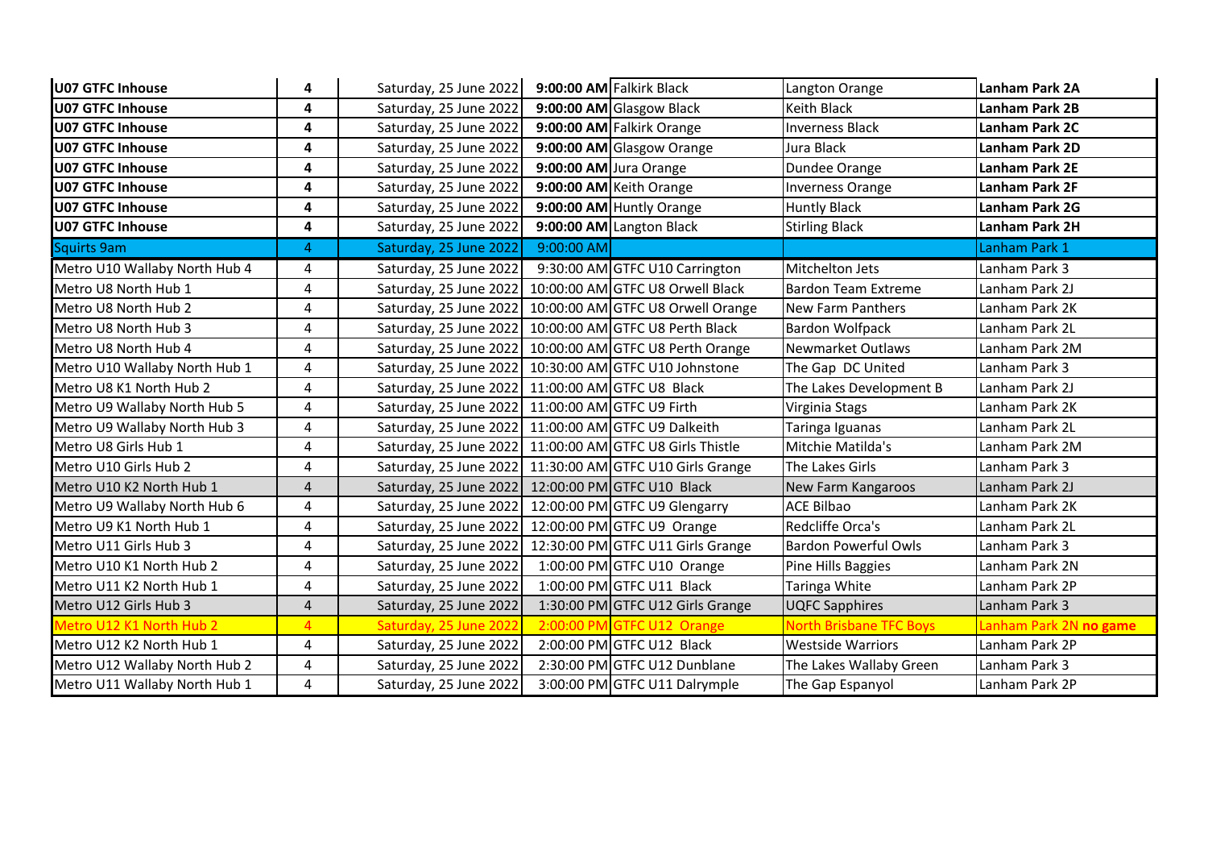| | | | | | | |
|---|---|---|---|---|---|---|
| **U07 GTFC Inhouse** | **4** | Saturday, 25 June 2022 | **9:00:00 AM** | Falkirk Black | Langton Orange | **Lanham Park 2A** |
| **U07 GTFC Inhouse** | **4** | Saturday, 25 June 2022 | **9:00:00 AM** | Glasgow Black | Keith Black | **Lanham Park 2B** |
| **U07 GTFC Inhouse** | **4** | Saturday, 25 June 2022 | **9:00:00 AM** | Falkirk Orange | Inverness Black | **Lanham Park 2C** |
| **U07 GTFC Inhouse** | **4** | Saturday, 25 June 2022 | **9:00:00 AM** | Glasgow Orange | Jura Black | **Lanham Park 2D** |
| **U07 GTFC Inhouse** | **4** | Saturday, 25 June 2022 | **9:00:00 AM** | Jura Orange | Dundee Orange | **Lanham Park 2E** |
| **U07 GTFC Inhouse** | **4** | Saturday, 25 June 2022 | **9:00:00 AM** | Keith Orange | Inverness Orange | **Lanham Park 2F** |
| **U07 GTFC Inhouse** | **4** | Saturday, 25 June 2022 | **9:00:00 AM** | Huntly Orange | Huntly Black | **Lanham Park 2G** |
| **U07 GTFC Inhouse** | **4** | Saturday, 25 June 2022 | **9:00:00 AM** | Langton Black | Stirling Black | **Lanham Park 2H** |
| Squirts 9am | 4 | Saturday, 25 June 2022 | 9:00:00 AM | | | Lanham Park 1 |
| Metro U10 Wallaby North Hub 4 | 4 | Saturday, 25 June 2022 | 9:30:00 AM | GTFC U10 Carrington | Mitchelton Jets | Lanham Park 3 |
| Metro U8 North Hub 1 | 4 | Saturday, 25 June 2022 | 10:00:00 AM | GTFC U8 Orwell Black | Bardon Team Extreme | Lanham Park 2J |
| Metro U8 North Hub 2 | 4 | Saturday, 25 June 2022 | 10:00:00 AM | GTFC U8 Orwell Orange | New Farm Panthers | Lanham Park 2K |
| Metro U8 North Hub 3 | 4 | Saturday, 25 June 2022 | 10:00:00 AM | GTFC U8 Perth Black | Bardon Wolfpack | Lanham Park 2L |
| Metro U8 North Hub 4 | 4 | Saturday, 25 June 2022 | 10:00:00 AM | GTFC U8 Perth Orange | Newmarket Outlaws | Lanham Park 2M |
| Metro U10 Wallaby North Hub 1 | 4 | Saturday, 25 June 2022 | 10:30:00 AM | GTFC U10 Johnstone | The Gap DC United | Lanham Park 3 |
| Metro U8 K1 North Hub 2 | 4 | Saturday, 25 June 2022 | 11:00:00 AM | GTFC U8 Black | The Lakes Development B | Lanham Park 2J |
| Metro U9 Wallaby North Hub 5 | 4 | Saturday, 25 June 2022 | 11:00:00 AM | GTFC U9 Firth | Virginia Stags | Lanham Park 2K |
| Metro U9 Wallaby North Hub 3 | 4 | Saturday, 25 June 2022 | 11:00:00 AM | GTFC U9 Dalkeith | Taringa Iguanas | Lanham Park 2L |
| Metro U8 Girls Hub 1 | 4 | Saturday, 25 June 2022 | 11:00:00 AM | GTFC U8 Girls Thistle | Mitchie Matilda's | Lanham Park 2M |
| Metro U10 Girls Hub 2 | 4 | Saturday, 25 June 2022 | 11:30:00 AM | GTFC U10 Girls Grange | The Lakes Girls | Lanham Park 3 |
| Metro U10 K2 North Hub 1 | 4 | Saturday, 25 June 2022 | 12:00:00 PM | GTFC U10 Black | New Farm Kangaroos | Lanham Park 2J |
| Metro U9 Wallaby North Hub 6 | 4 | Saturday, 25 June 2022 | 12:00:00 PM | GTFC U9 Glengarry | ACE Bilbao | Lanham Park 2K |
| Metro U9 K1 North Hub 1 | 4 | Saturday, 25 June 2022 | 12:00:00 PM | GTFC U9 Orange | Redcliffe Orca's | Lanham Park 2L |
| Metro U11 Girls Hub 3 | 4 | Saturday, 25 June 2022 | 12:30:00 PM | GTFC U11 Girls Grange | Bardon Powerful Owls | Lanham Park 3 |
| Metro U10 K1 North Hub 2 | 4 | Saturday, 25 June 2022 | 1:00:00 PM | GTFC U10 Orange | Pine Hills Baggies | Lanham Park 2N |
| Metro U11 K2 North Hub 1 | 4 | Saturday, 25 June 2022 | 1:00:00 PM | GTFC U11 Black | Taringa White | Lanham Park 2P |
| Metro U12 Girls Hub 3 | 4 | Saturday, 25 June 2022 | 1:30:00 PM | GTFC U12 Girls Grange | UQFC Sapphires | Lanham Park 3 |
| Metro U12 K1 North Hub 2 | 4 | Saturday, 25 June 2022 | 2:00:00 PM | GTFC U12 Orange | North Brisbane TFC Boys | Lanham Park 2N **no game** |
| Metro U12 K2 North Hub 1 | 4 | Saturday, 25 June 2022 | 2:00:00 PM | GTFC U12 Black | Westside Warriors | Lanham Park 2P |
| Metro U12 Wallaby North Hub 2 | 4 | Saturday, 25 June 2022 | 2:30:00 PM | GTFC U12 Dunblane | The Lakes Wallaby Green | Lanham Park 3 |
| Metro U11 Wallaby North Hub 1 | 4 | Saturday, 25 June 2022 | 3:00:00 PM | GTFC U11 Dalrymple | The Gap Espanyol | Lanham Park 2P |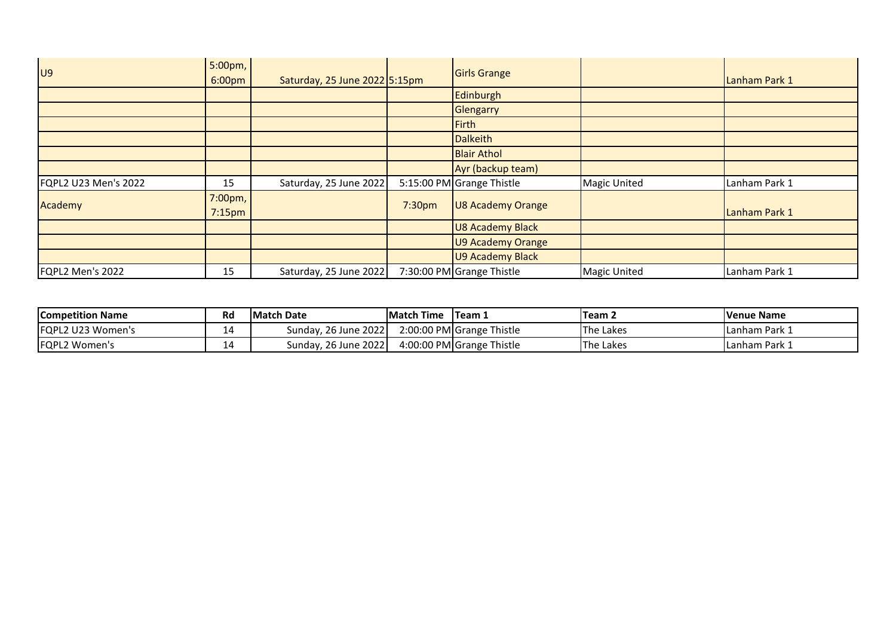| | | | | | | |
|---|---|---|---|---|---|---|
| U9 | 5:00pm, 6:00pm | Saturday, 25 June 2022 5:15pm | | Girls Grange | | Lanham Park 1 |
| | | | | Edinburgh | | |
| | | | | Glengarry | | |
| | | | | Firth | | |
| | | | | Dalkeith | | |
| | | | | Blair Athol | | |
| | | | | Ayr (backup team) | | |
| FQPL2 U23 Men's 2022 | 15 | Saturday, 25 June 2022 | 5:15:00 PM | Grange Thistle | Magic United | Lanham Park 1 |
| Academy | 7:00pm, 7:15pm | | 7:30pm | U8 Academy Orange | | Lanham Park 1 |
| | | | | U8 Academy Black | | |
| | | | | U9 Academy Orange | | |
| | | | | U9 Academy Black | | |
| FQPL2 Men's 2022 | 15 | Saturday, 25 June 2022 | 7:30:00 PM | Grange Thistle | Magic United | Lanham Park 1 |

| **Competition Name** | **Rd** | **Match Date** | **Match Time** | **Team 1** | **Team 2** | **Venue Name** |
|---|---|---|---|---|---|---|
| FQPL2 U23 Women's | 14 | Sunday, 26 June 2022 | 2:00:00 PM | Grange Thistle | The Lakes | Lanham Park 1 |
| FQPL2 Women's | 14 | Sunday, 26 June 2022 | 4:00:00 PM | Grange Thistle | The Lakes | Lanham Park 1 |